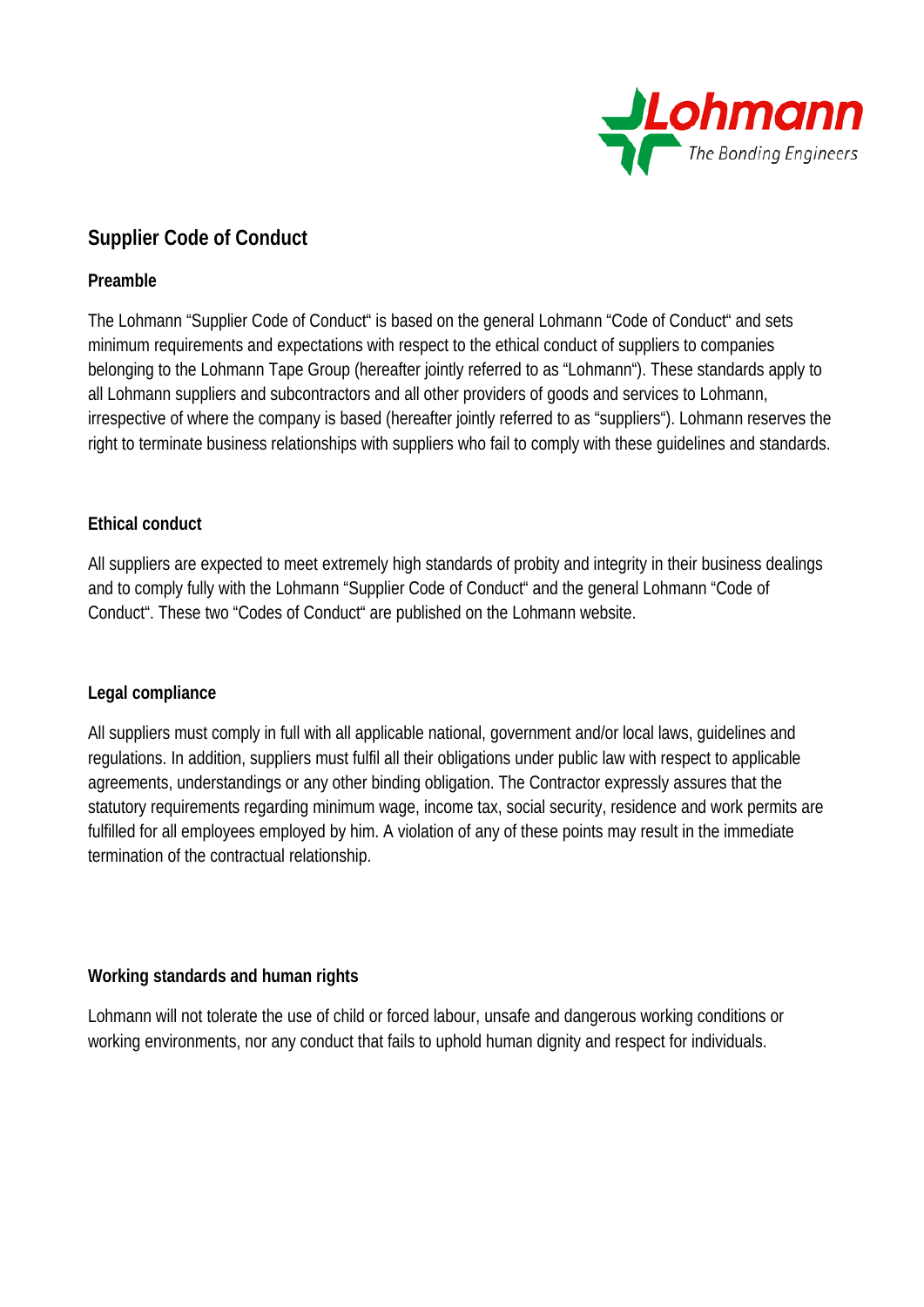# Supplier Code of Conduct

## Preamble

The Lohmann "Supplier Code of Conduct" is based on the general Lohmann "Code of Conduct" and sets minimum requirements and expectations with respect to the ethical conduct of suppliers to companies belonging to the Lohmann Tape Group (hereafter jointly referred to as "Lohmann"). These standards apply to all Lohmann suppliers and subcontractors and all other providers of goods and services to Lohmann, irrespective of where the company is based (hereafter jointly referred to as "suppliers"). Lohmann reserves the right to terminate business relationships with suppliers who fail to comply with these guidelines and standards.

## Ethical conduct

All suppliers are expected to meet extremely high standards of probity and integrity in their business dealings and to comply fully with the Lohmann "Supplier Code of Conduct" and the general Lohmann "Code of Conduct". These two "Codes of Conduct" are published on the Lohmann website.

## Legal compliance

All suppliers must comply in full with all applicable national, government and/or local laws, guidelines and regulations. In addition, suppliers must fulfil all their obligations under public law with respect to applicable agreements, understandings or any other binding obligation. The Contractor expressly assures that the statutory requirements regarding minimum wage, income tax, social security, residence and work permits are fulfilled for all employees employed by him. A violation of any of these points may result in the immediate termination of the contractual relationship.

## Working standards and human rights

Lohmann will not tolerate the use of child or forced labour, unsafe and dangerous working conditions or working environments, nor any conduct that fails to uphold human dignity and respect for individuals.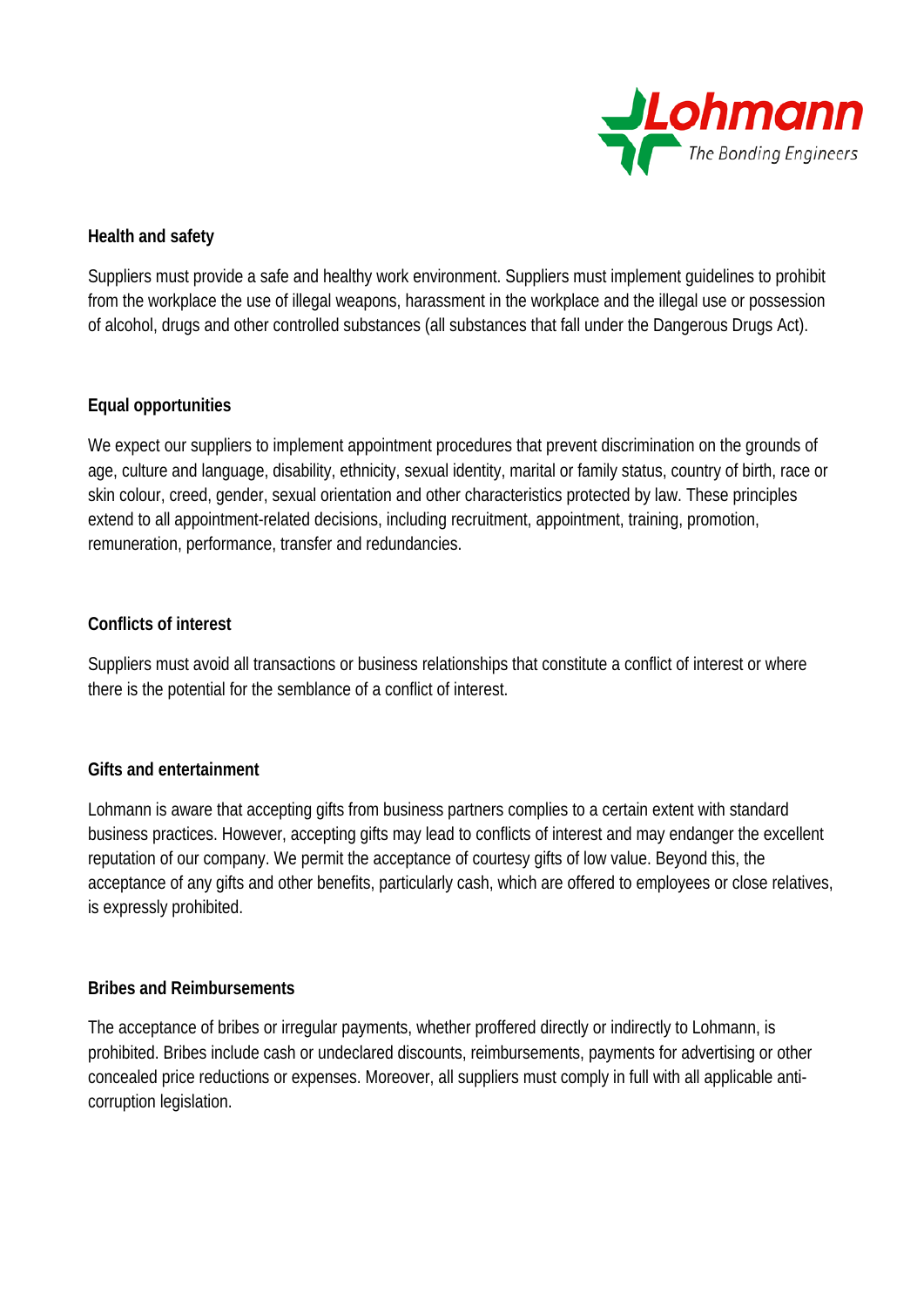## Health and safety

Suppliers must provide a safe and healthy work environment. Suppliers must implement guidelines to prohibit from the workplace the use of illegal weapons, harassment in the workplace and the illegal use or possession of alcohol, drugs and other controlled substances (all substances that fall under the Dangerous Drugs Act).

## Equal opportunities

We expect our suppliers to implement appointment procedures that prevent discrimination on the grounds of age, culture and language, disability, ethnicity, sexual identity, marital or family status, country of birth, race or skin colour, creed, gender, sexual orientation and other characteristics protected by law. These principles extend to all appointment-related decisions, including recruitment, appointment, training, promotion, remuneration, performance, transfer and redundancies.

## Conflicts of interest

Suppliers must avoid all transactions or business relationships that constitute a conflict of interest or where there is the potential for the semblance of a conflict of interest.

## Gifts and entertainment

Lohmann is aware that accepting gifts from business partners complies to a certain extent with standard business practices. However, accepting gifts may lead to conflicts of interest and may endanger the excellent reputation of our company. We permit the acceptance of courtesy gifts of low value. Beyond this, the acceptance of any gifts and other benefits, particularly cash, which are offered to employees or close relatives, is expressly prohibited.

## Bribes and Reimbursements

The acceptance of bribes or irregular payments, whether proffered directly or indirectly to Lohmann, is prohibited. Bribes include cash or undeclared discounts, reimbursements, payments for advertising or other concealed price reductions or expenses. Moreover, all suppliers must comply in full with all applicable anti-corruption legislation.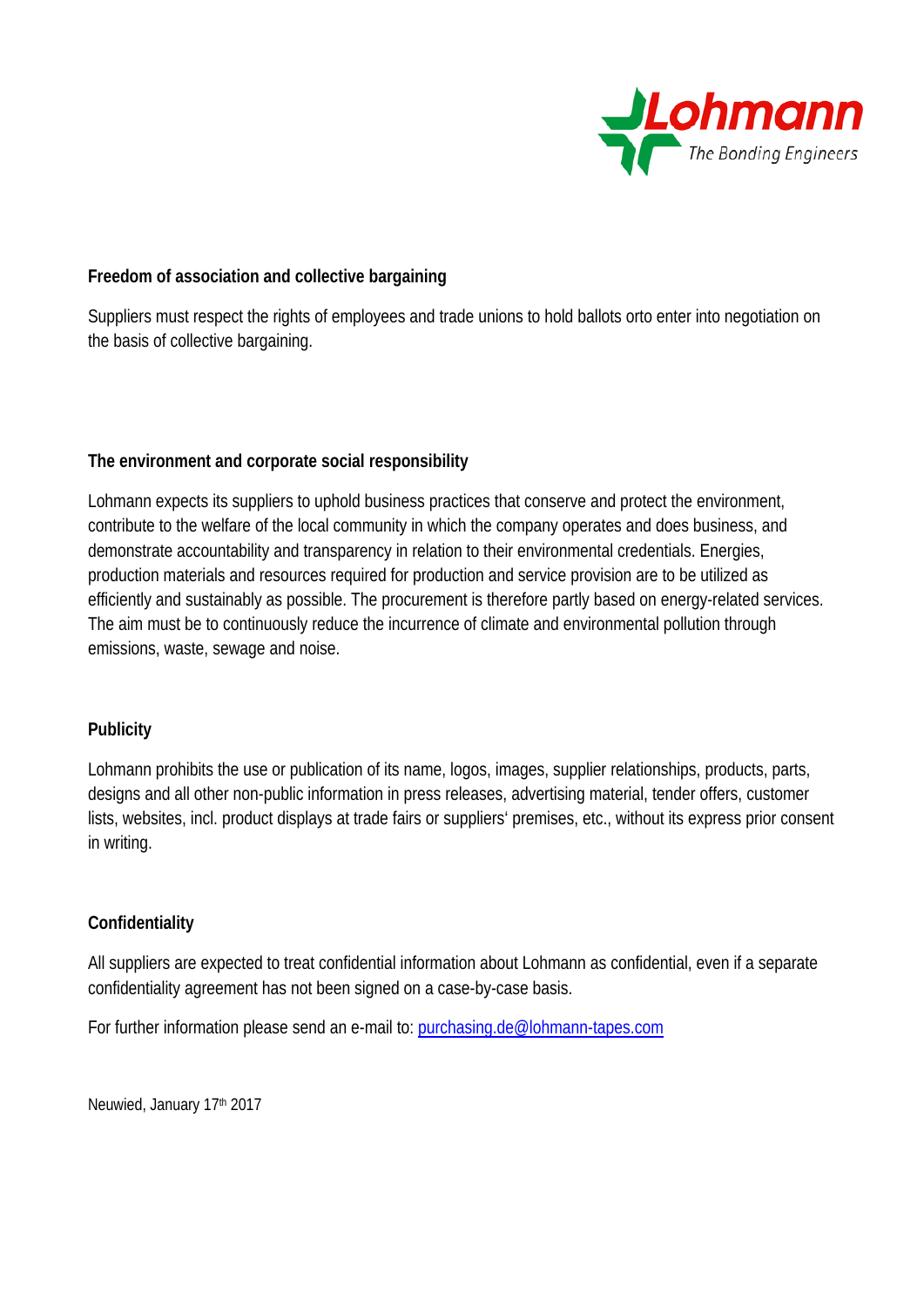**Freedom of association and collective bargaining**

Suppliers must respect the rights of employees and trade unions to hold ballots orto enter into negotiation on the basis of collective bargaining.

**The environment and corporate social responsibility**

Lohmann expects its suppliers to uphold business practices that conserve and protect the environment, contribute to the welfare of the local community in which the company operates and does business, and demonstrate accountability and transparency in relation to their environmental credentials. Energies, production materials and resources required for production and service provision are to be utilized as efficiently and sustainably as possible. The procurement is therefore partly based on energy-related services. The aim must be to continuously reduce the incurrence of climate and environmental pollution through emissions, waste, sewage and noise.

**Publicity**

Lohmann prohibits the use or publication of its name, logos, images, supplier relationships, products, parts, designs and all other non-public information in press releases, advertising material, tender offers, customer lists, websites, incl. product displays at trade fairs or suppliers' premises, etc., without its express prior consent in writing.

**Confidentiality**

All suppliers are expected to treat confidential information about Lohmann as confidential, even if a separate confidentiality agreement has not been signed on a case-by-case basis.

For further information please send an e-mail to: purchasing.de@lohmann-tapes.com

Neuwied, January 17th 2017